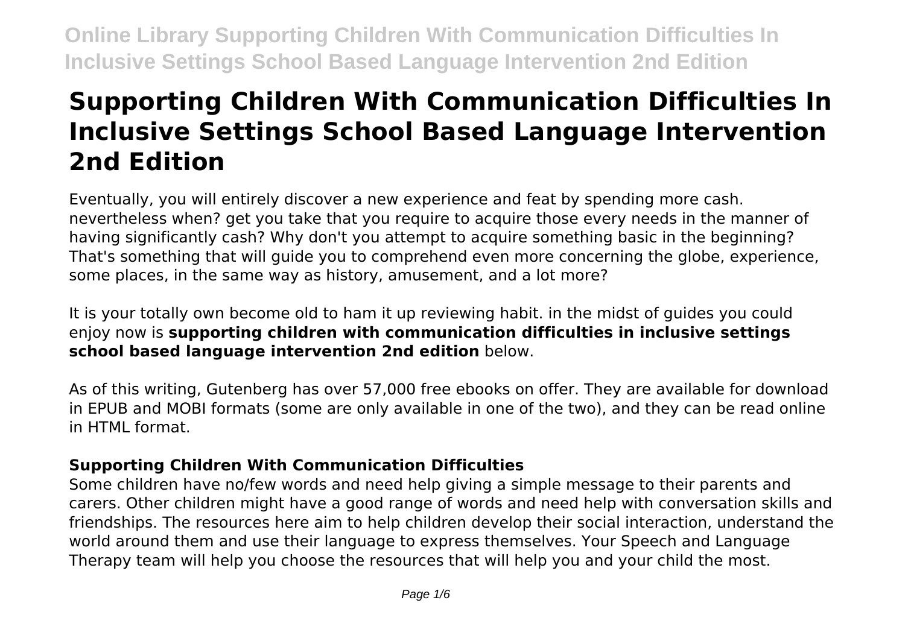# Supporting Children With Communication Difficulties In Inclusive Settings School Based Language Intervention 2nd Edition

Eventually, you will entirely discover a new experience and feat by spending more cash. nevertheless when? get you take that you require to acquire those every needs in the manner of having significantly cash? Why don't you attempt to acquire something basic in the beginning? That's something that will guide you to comprehend even more concerning the globe, experience, some places, in the same way as history, amusement, and a lot more?

It is your totally own become old to ham it up reviewing habit. in the midst of guides you could enjoy now is **supporting children with communication difficulties in inclusive settings school based language intervention 2nd edition** below.

As of this writing, Gutenberg has over 57,000 free ebooks on offer. They are available for download in EPUB and MOBI formats (some are only available in one of the two), and they can be read online in HTML format.

## Supporting Children With Communication Difficulties

Some children have no/few words and need help giving a simple message to their parents and carers. Other children might have a good range of words and need help with conversation skills and friendships. The resources here aim to help children develop their social interaction, understand the world around them and use their language to express themselves. Your Speech and Language Therapy team will help you choose the resources that will help you and your child the most.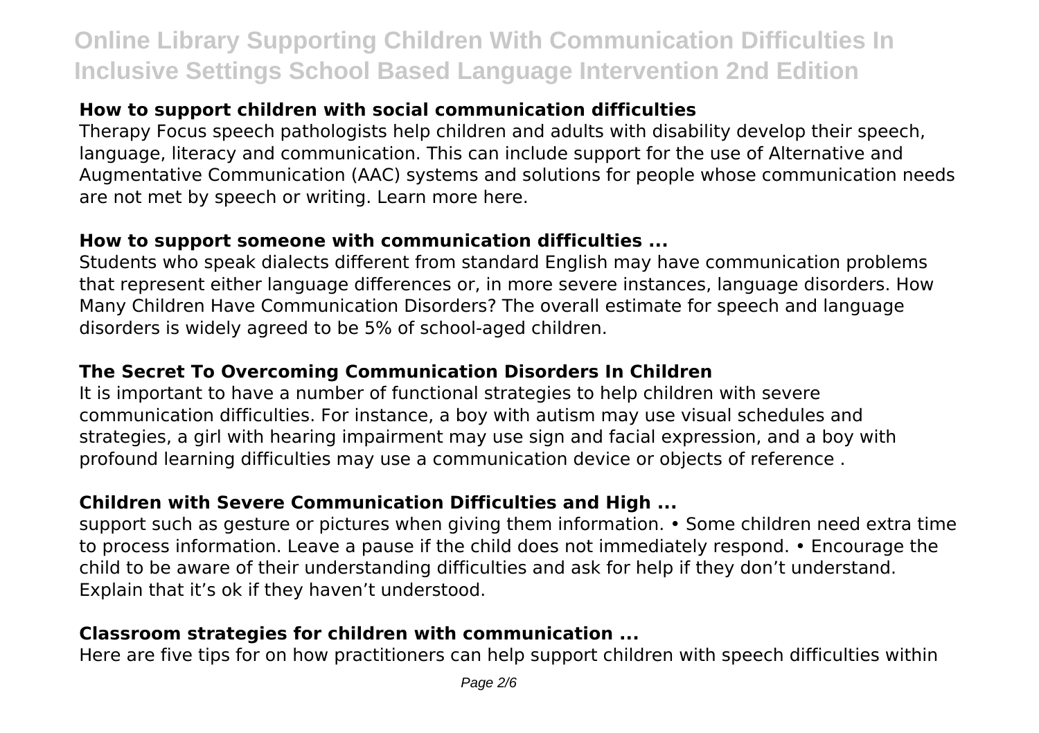### How to support children with social communication difficulties

Therapy Focus speech pathologists help children and adults with disability develop their speech, language, literacy and communication. This can include support for the use of Alternative and Augmentative Communication (AAC) systems and solutions for people whose communication needs are not met by speech or writing. Learn more here.

### How to support someone with communication difficulties ...

Students who speak dialects different from standard English may have communication problems that represent either language differences or, in more severe instances, language disorders. How Many Children Have Communication Disorders? The overall estimate for speech and language disorders is widely agreed to be 5% of school-aged children.

### The Secret To Overcoming Communication Disorders In Children

It is important to have a number of functional strategies to help children with severe communication difficulties. For instance, a boy with autism may use visual schedules and strategies, a girl with hearing impairment may use sign and facial expression, and a boy with profound learning difficulties may use a communication device or objects of reference .

### Children with Severe Communication Difficulties and High ...

support such as gesture or pictures when giving them information. • Some children need extra time to process information. Leave a pause if the child does not immediately respond. • Encourage the child to be aware of their understanding difficulties and ask for help if they don't understand. Explain that it's ok if they haven't understood.

### Classroom strategies for children with communication ...

Here are five tips for on how practitioners can help support children with speech difficulties within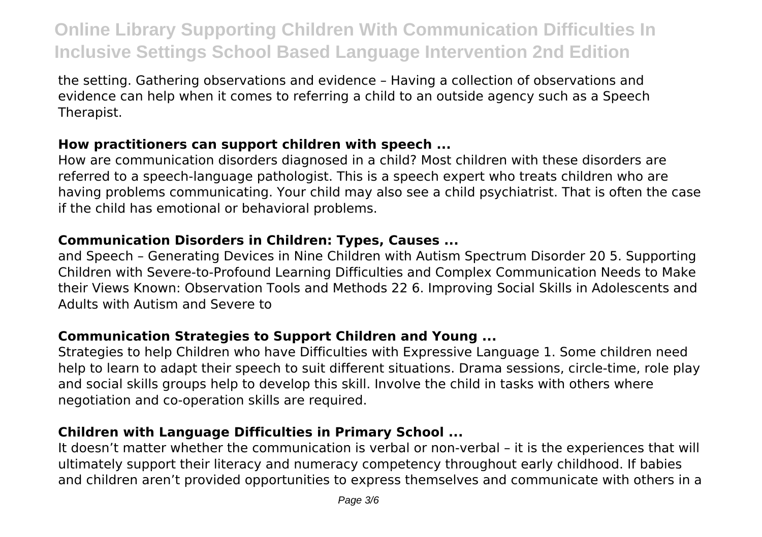the setting. Gathering observations and evidence – Having a collection of observations and evidence can help when it comes to referring a child to an outside agency such as a Speech Therapist.

### **How practitioners can support children with speech ...**

How are communication disorders diagnosed in a child? Most children with these disorders are referred to a speech-language pathologist. This is a speech expert who treats children who are having problems communicating. Your child may also see a child psychiatrist. That is often the case if the child has emotional or behavioral problems.

### **Communication Disorders in Children: Types, Causes ...**

and Speech – Generating Devices in Nine Children with Autism Spectrum Disorder 20 5. Supporting Children with Severe-to-Profound Learning Difficulties and Complex Communication Needs to Make their Views Known: Observation Tools and Methods 22 6. Improving Social Skills in Adolescents and Adults with Autism and Severe to

### **Communication Strategies to Support Children and Young ...**

Strategies to help Children who have Difficulties with Expressive Language 1. Some children need help to learn to adapt their speech to suit different situations. Drama sessions, circle-time, role play and social skills groups help to develop this skill. Involve the child in tasks with others where negotiation and co-operation skills are required.

### **Children with Language Difficulties in Primary School ...**

It doesn't matter whether the communication is verbal or non-verbal – it is the experiences that will ultimately support their literacy and numeracy competency throughout early childhood. If babies and children aren't provided opportunities to express themselves and communicate with others in a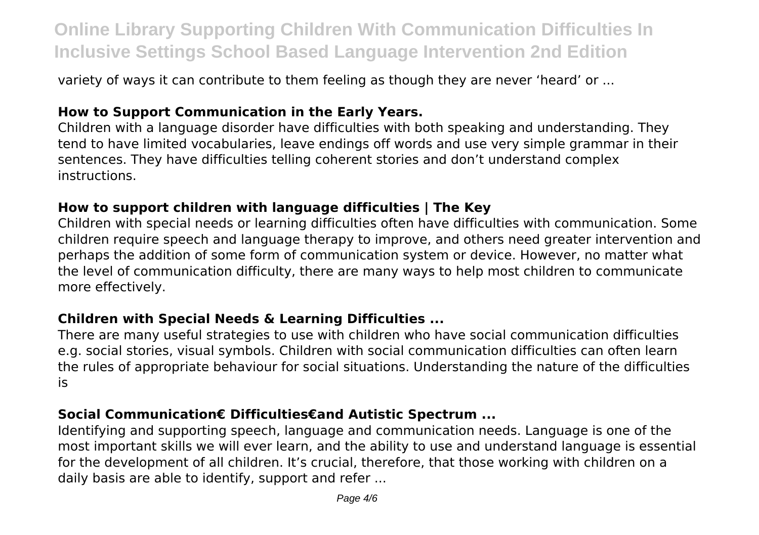variety of ways it can contribute to them feeling as though they are never 'heard' or ...

### How to Support Communication in the Early Years.

Children with a language disorder have difficulties with both speaking and understanding. They tend to have limited vocabularies, leave endings off words and use very simple grammar in their sentences. They have difficulties telling coherent stories and don't understand complex instructions.

### How to support children with language difficulties | The Key

Children with special needs or learning difficulties often have difficulties with communication. Some children require speech and language therapy to improve, and others need greater intervention and perhaps the addition of some form of communication system or device. However, no matter what the level of communication difficulty, there are many ways to help most children to communicate more effectively.

### Children with Special Needs & Learning Difficulties ...

There are many useful strategies to use with children who have social communication difficulties e.g. social stories, visual symbols. Children with social communication difficulties can often learn the rules of appropriate behaviour for social situations. Understanding the nature of the difficulties is

### Social Communication€ Difficulties€and Autistic Spectrum ...

Identifying and supporting speech, language and communication needs. Language is one of the most important skills we will ever learn, and the ability to use and understand language is essential for the development of all children. It's crucial, therefore, that those working with children on a daily basis are able to identify, support and refer ...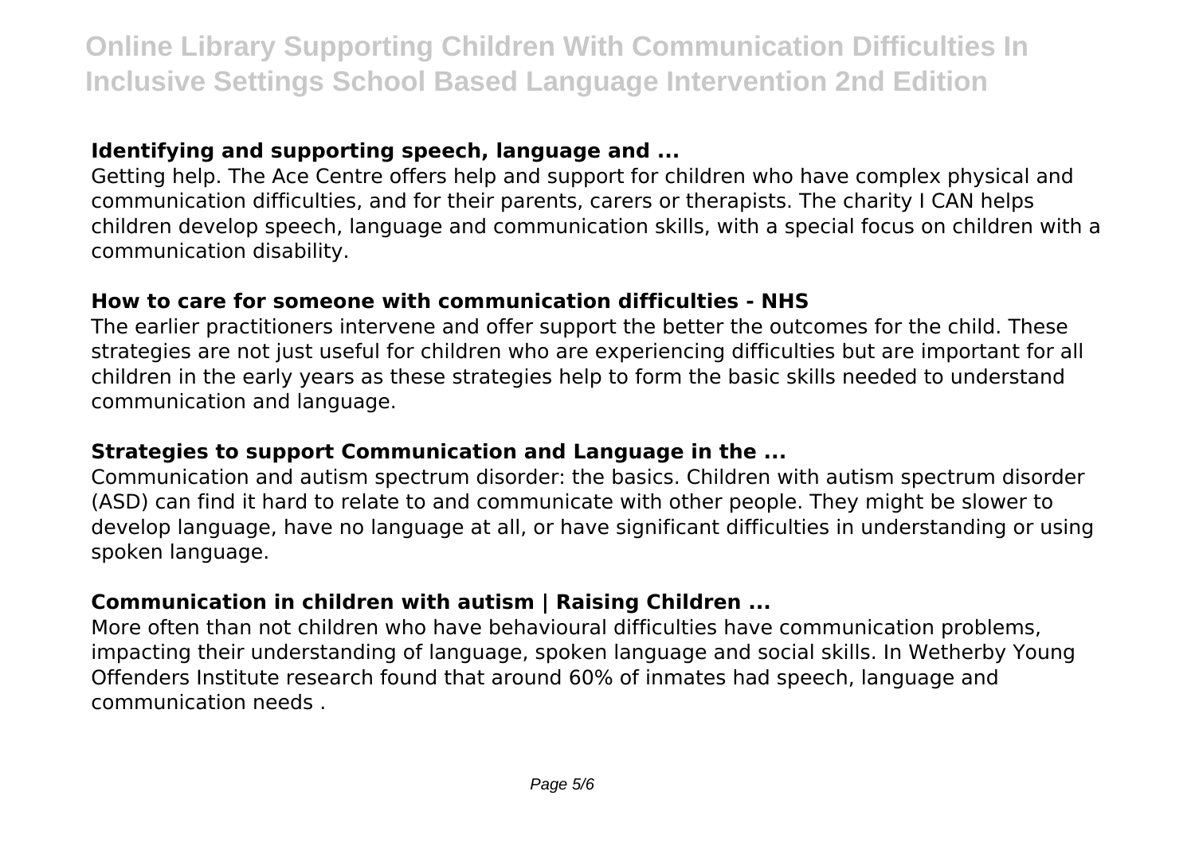### Identifying and supporting speech, language and ...

Getting help. The Ace Centre offers help and support for children who have complex physical and communication difficulties, and for their parents, carers or therapists. The charity I CAN helps children develop speech, language and communication skills, with a special focus on children with a communication disability.

### How to care for someone with communication difficulties - NHS

The earlier practitioners intervene and offer support the better the outcomes for the child. These strategies are not just useful for children who are experiencing difficulties but are important for all children in the early years as these strategies help to form the basic skills needed to understand communication and language.

### Strategies to support Communication and Language in the ...

Communication and autism spectrum disorder: the basics. Children with autism spectrum disorder (ASD) can find it hard to relate to and communicate with other people. They might be slower to develop language, have no language at all, or have significant difficulties in understanding or using spoken language.

### Communication in children with autism | Raising Children ...

More often than not children who have behavioural difficulties have communication problems, impacting their understanding of language, spoken language and social skills. In Wetherby Young Offenders Institute research found that around 60% of inmates had speech, language and communication needs .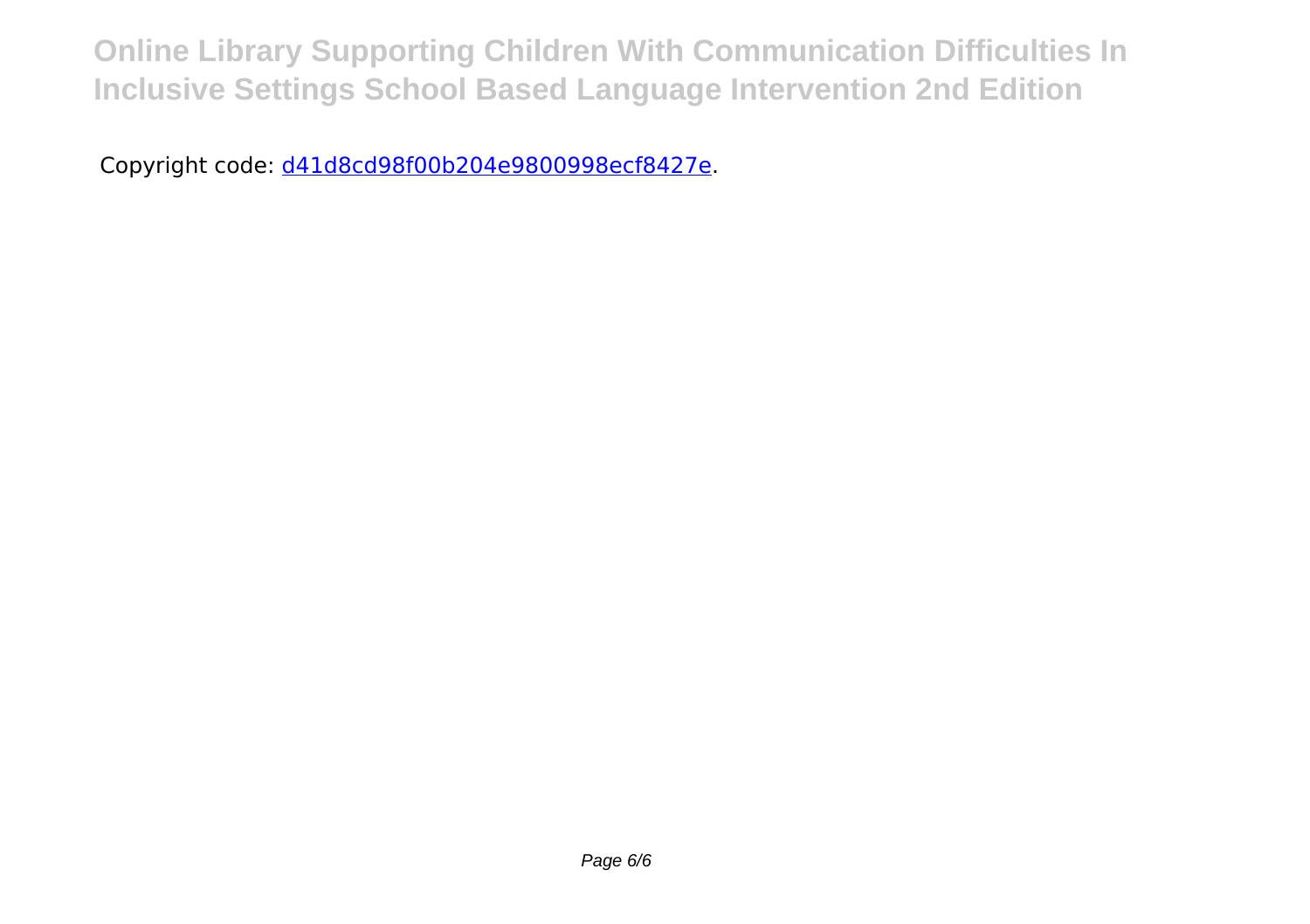Copyright code: [d41d8cd98f00b204e9800998ecf8427e](d41d8cd98f00b204e9800998ecf8427e).